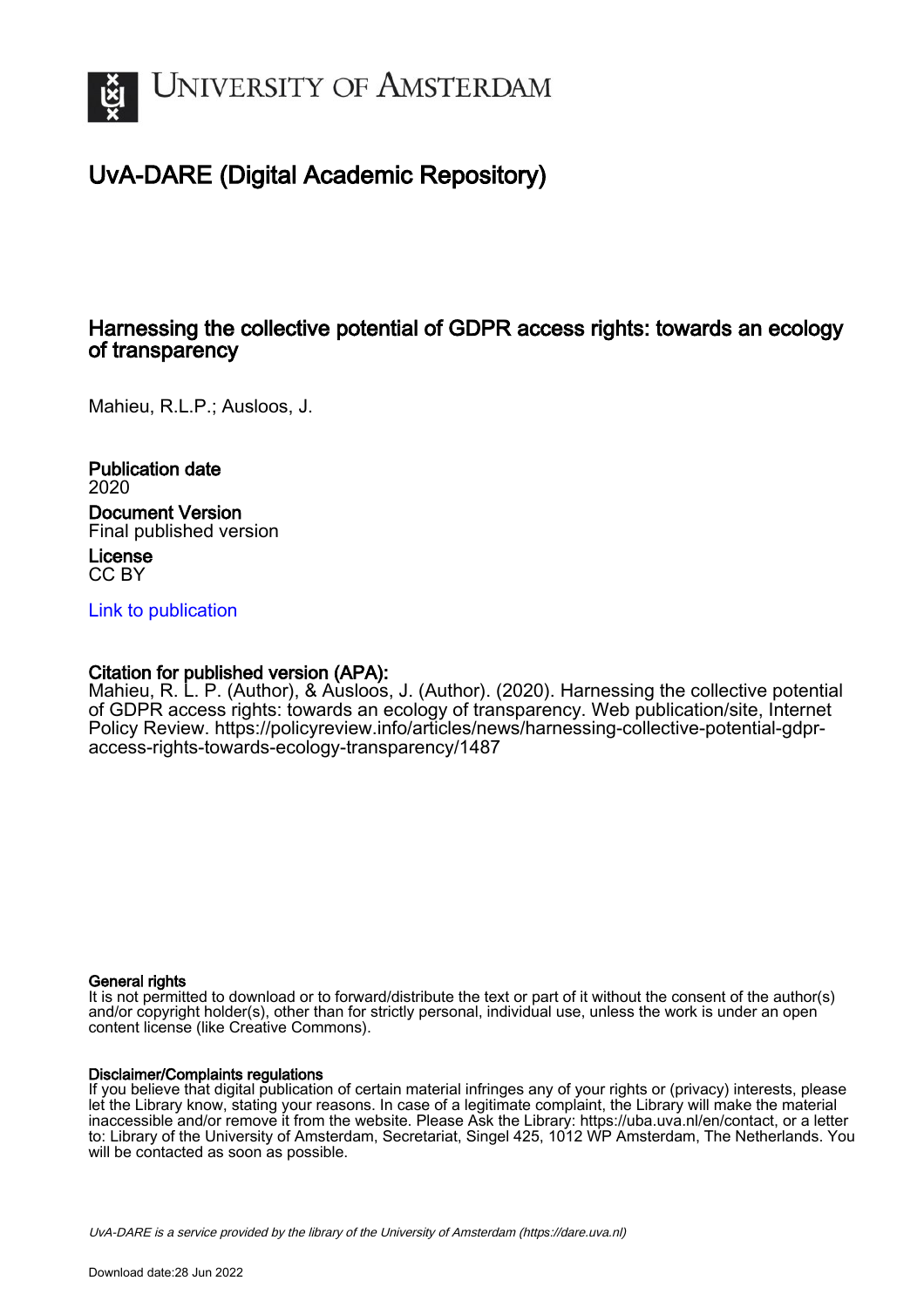UNIVERSITY OF AMSTERDAM

# UvA-DARE (Digital Academic Repository)

## Harnessing the collective potential of GDPR access rights: towards an ecology of transparency

Mahieu, R.L.P.; Ausloos, J.

**Publication date**
2020

**Document Version**
Final published version

**License**
CC BY

[Link to publication](https://dare.uva.nl)

**Citation for published version (APA):**
Mahieu, R. L. P. (Author), & Ausloos, J. (Author). (2020). Harnessing the collective potential of GDPR access rights: towards an ecology of transparency. Web publication/site, Internet Policy Review. https://policyreview.info/articles/news/harnessing-collective-potential-gdpr-access-rights-towards-ecology-transparency/1487

**General rights**
It is not permitted to download or to forward/distribute the text or part of it without the consent of the author(s) and/or copyright holder(s), other than for strictly personal, individual use, unless the work is under an open content license (like Creative Commons).

**Disclaimer/Complaints regulations**
If you believe that digital publication of certain material infringes any of your rights or (privacy) interests, please let the Library know, stating your reasons. In case of a legitimate complaint, the Library will make the material inaccessible and/or remove it from the website. Please Ask the Library: https://uba.uva.nl/en/contact, or a letter to: Library of the University of Amsterdam, Secretariat, Singel 425, 1012 WP Amsterdam, The Netherlands. You will be contacted as soon as possible.

*UvA-DARE is a service provided by the library of the University of Amsterdam (https://dare.uva.nl)*

Download date:28 Jun 2022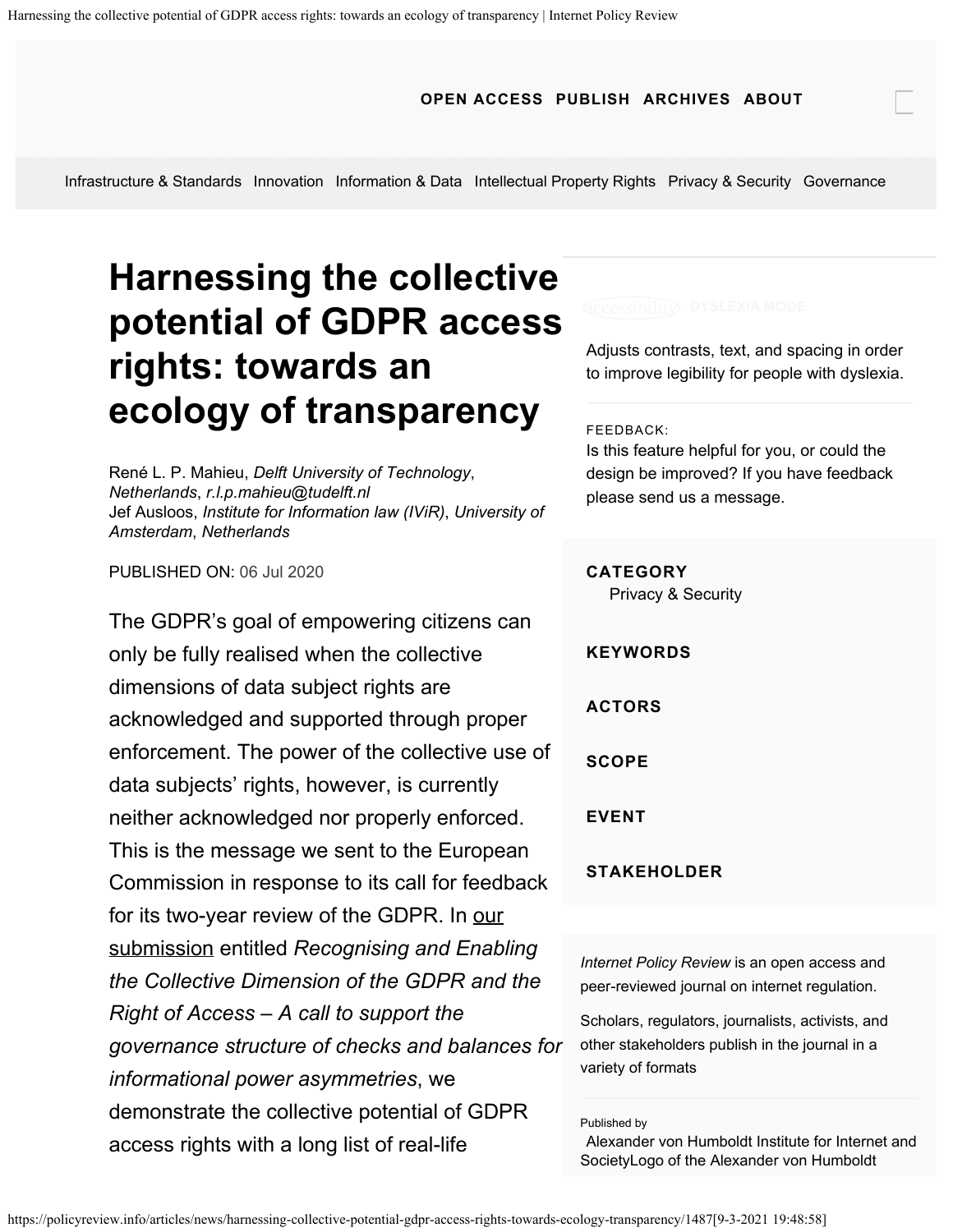# Harnessing the collective potential of GDPR access rights: towards an ecology of transparency

René L. P. Mahieu, *Delft University of Technology*, *Netherlands*, *r.l.p.mahieu@tudelft.nl*
Jef Ausloos, *Institute for Information law (IViR)*, *University of Amsterdam*, *Netherlands*

PUBLISHED ON: 06 Jul 2020

The GDPR's goal of empowering citizens can only be fully realised when the collective dimensions of data subject rights are acknowledged and supported through proper enforcement. The power of the collective use of data subjects' rights, however, is currently neither acknowledged nor properly enforced. This is the message we sent to the European Commission in response to its call for feedback for its two-year review of the GDPR. In our submission entitled *Recognising and Enabling the Collective Dimension of the GDPR and the Right of Access – A call to support the governance structure of checks and balances for informational power asymmetries*, we demonstrate the collective potential of GDPR access rights with a long list of real-life

Adjusts contrasts, text, and spacing in order to improve legibility for people with dyslexia.

FEEDBACK:
Is this feature helpful for you, or could the design be improved? If you have feedback please send us a message.

**CATEGORY**
Privacy & Security

**KEYWORDS**

**ACTORS**

**SCOPE**

**EVENT**

**STAKEHOLDER**

*Internet Policy Review* is an open access and peer-reviewed journal on internet regulation.

Scholars, regulators, journalists, activists, and other stakeholders publish in the journal in a variety of formats

Published by
Alexander von Humboldt Institute for Internet and Society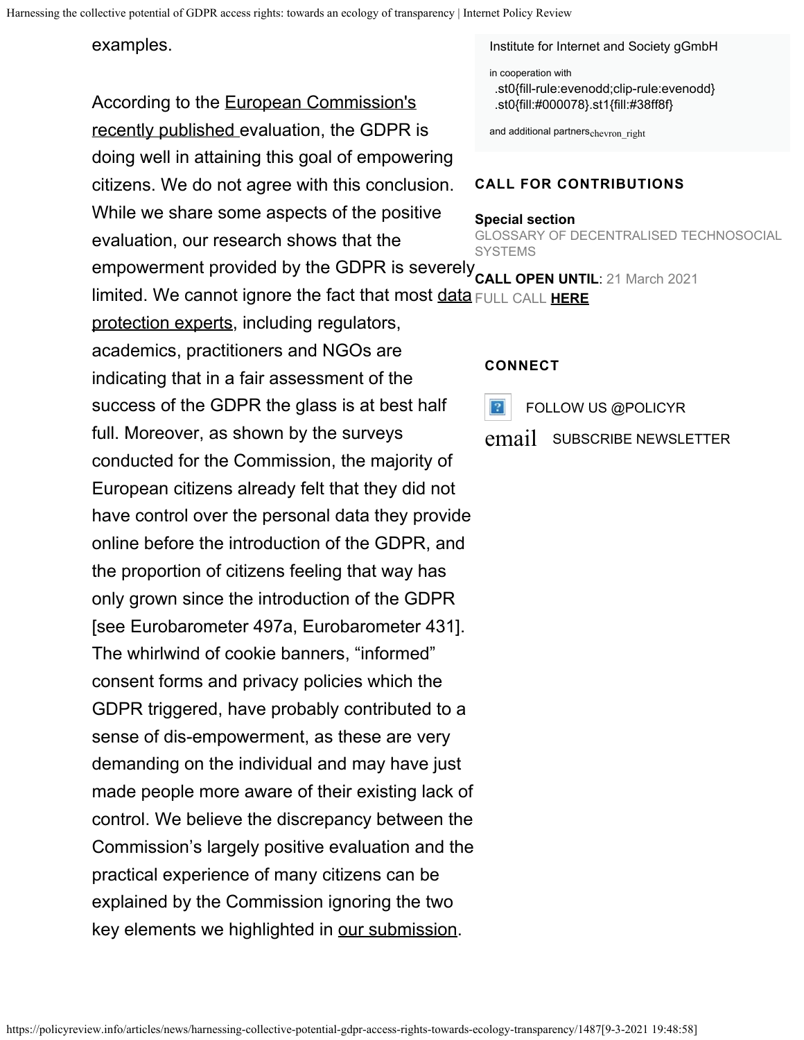examples.

According to the European Commission's recently published evaluation, the GDPR is doing well in attaining this goal of empowering citizens. We do not agree with this conclusion. While we share some aspects of the positive evaluation, our research shows that the empowerment provided by the GDPR is severely limited. We cannot ignore the fact that most data protection experts, including regulators, academics, practitioners and NGOs are indicating that in a fair assessment of the success of the GDPR the glass is at best half full. Moreover, as shown by the surveys conducted for the Commission, the majority of European citizens already felt that they did not have control over the personal data they provide online before the introduction of the GDPR, and the proportion of citizens feeling that way has only grown since the introduction of the GDPR [see Eurobarometer 497a, Eurobarometer 431]. The whirlwind of cookie banners, "informed" consent forms and privacy policies which the GDPR triggered, have probably contributed to a sense of dis-empowerment, as these are very demanding on the individual and may have just made people more aware of their existing lack of control. We believe the discrepancy between the Commission's largely positive evaluation and the practical experience of many citizens can be explained by the Commission ignoring the two key elements we highlighted in our submission.

Institute for Internet and Society gGmbH

in cooperation with

and additional partners

**CALL FOR CONTRIBUTIONS**

**Special section**
GLOSSARY OF DECENTRALISED TECHNOSOCIAL SYSTEMS

**CALL OPEN UNTIL**: 21 March 2021
FULL CALL **HERE**

**CONNECT**

FOLLOW US @POLICYR

SUBSCRIBE NEWSLETTER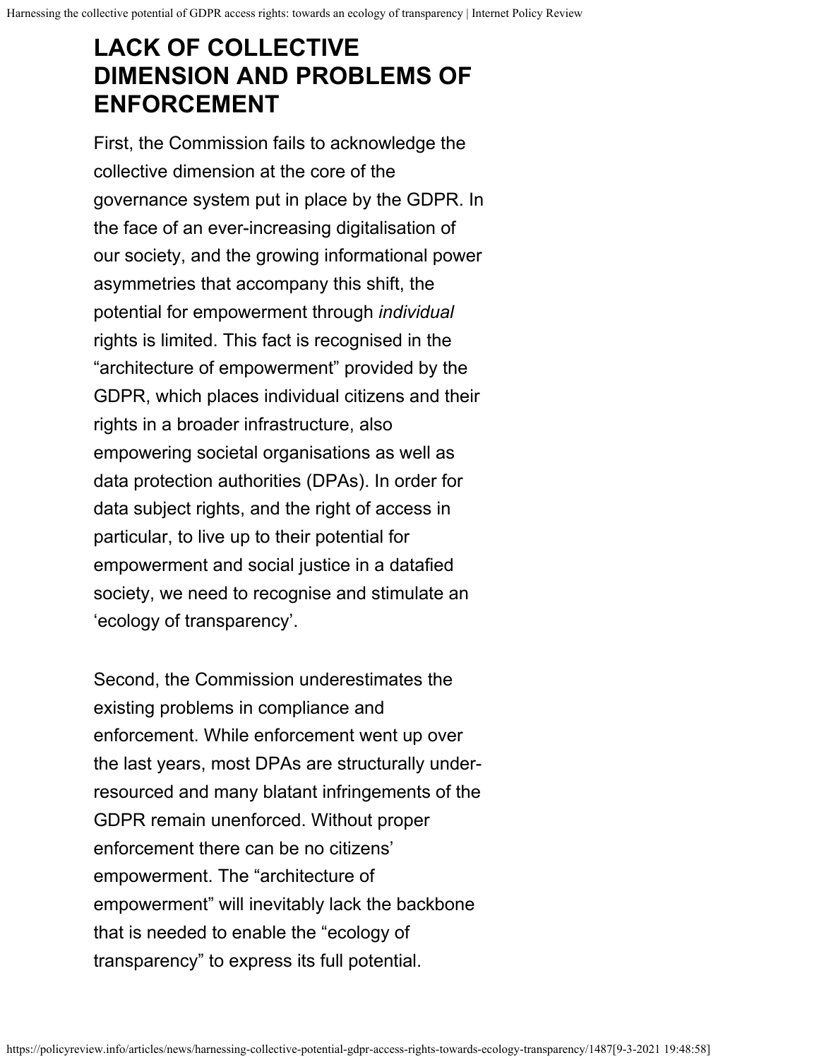## LACK OF COLLECTIVE DIMENSION AND PROBLEMS OF ENFORCEMENT

First, the Commission fails to acknowledge the collective dimension at the core of the governance system put in place by the GDPR. In the face of an ever-increasing digitalisation of our society, and the growing informational power asymmetries that accompany this shift, the potential for empowerment through *individual* rights is limited. This fact is recognised in the "architecture of empowerment" provided by the GDPR, which places individual citizens and their rights in a broader infrastructure, also empowering societal organisations as well as data protection authorities (DPAs). In order for data subject rights, and the right of access in particular, to live up to their potential for empowerment and social justice in a datafied society, we need to recognise and stimulate an 'ecology of transparency'.

Second, the Commission underestimates the existing problems in compliance and enforcement. While enforcement went up over the last years, most DPAs are structurally under-resourced and many blatant infringements of the GDPR remain unenforced. Without proper enforcement there can be no citizens' empowerment. The "architecture of empowerment" will inevitably lack the backbone that is needed to enable the "ecology of transparency" to express its full potential.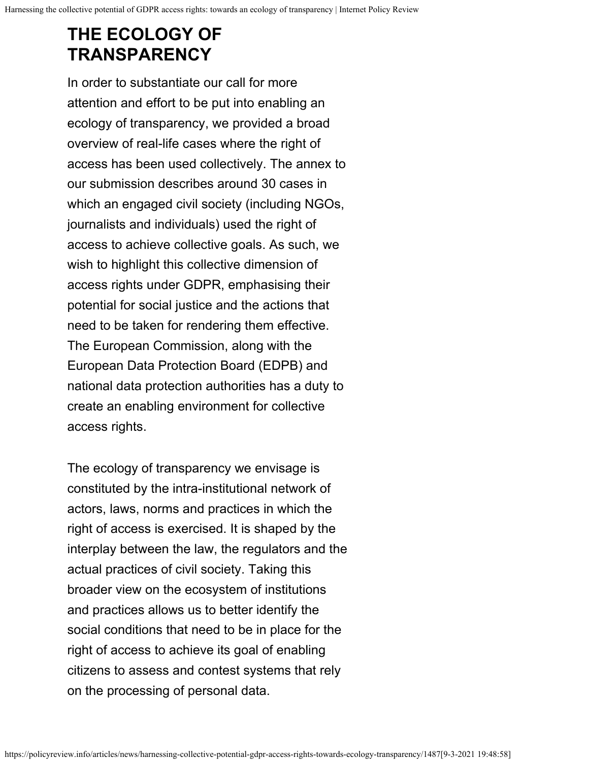## THE ECOLOGY OF TRANSPARENCY

In order to substantiate our call for more attention and effort to be put into enabling an ecology of transparency, we provided a broad overview of real-life cases where the right of access has been used collectively. The annex to our submission describes around 30 cases in which an engaged civil society (including NGOs, journalists and individuals) used the right of access to achieve collective goals. As such, we wish to highlight this collective dimension of access rights under GDPR, emphasising their potential for social justice and the actions that need to be taken for rendering them effective. The European Commission, along with the European Data Protection Board (EDPB) and national data protection authorities has a duty to create an enabling environment for collective access rights.

The ecology of transparency we envisage is constituted by the intra-institutional network of actors, laws, norms and practices in which the right of access is exercised. It is shaped by the interplay between the law, the regulators and the actual practices of civil society. Taking this broader view on the ecosystem of institutions and practices allows us to better identify the social conditions that need to be in place for the right of access to achieve its goal of enabling citizens to assess and contest systems that rely on the processing of personal data.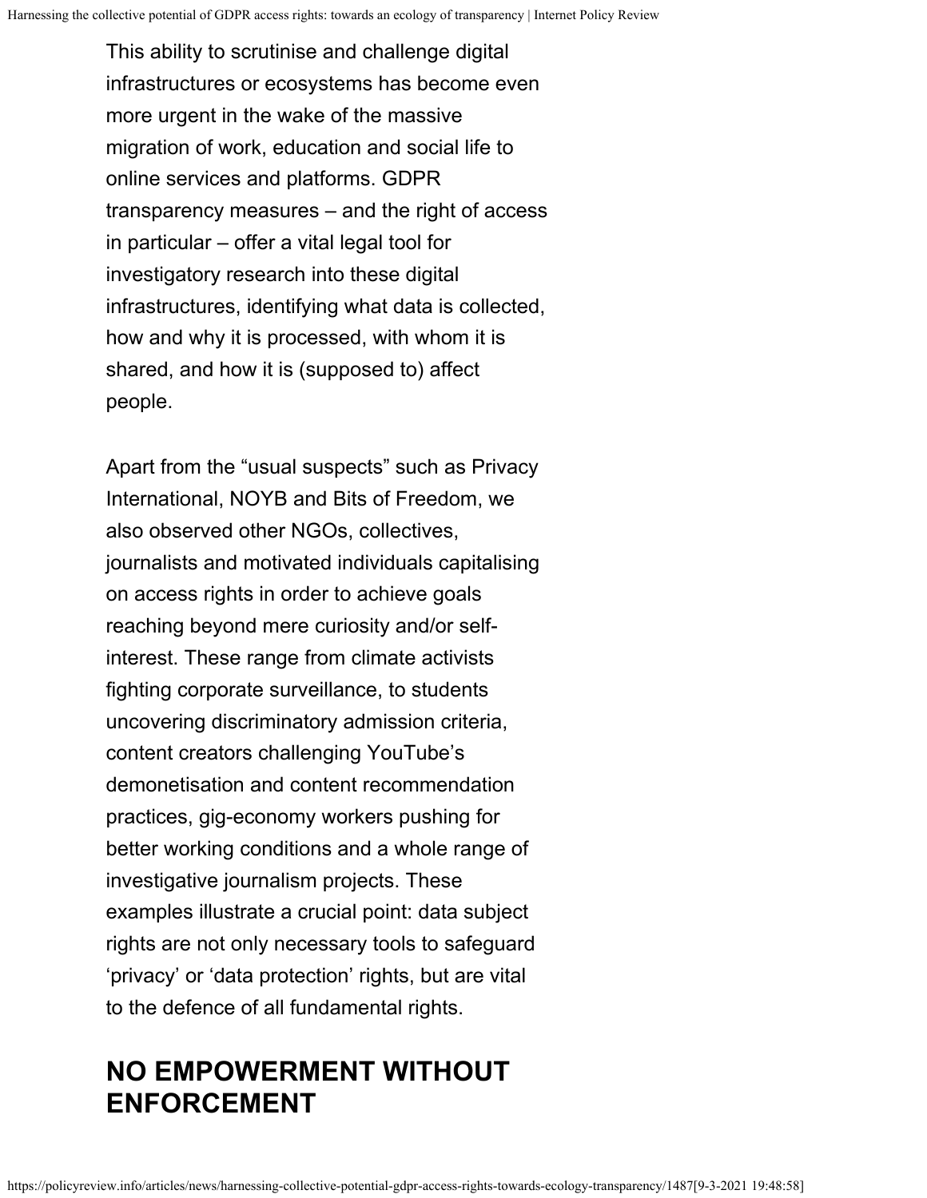This ability to scrutinise and challenge digital infrastructures or ecosystems has become even more urgent in the wake of the massive migration of work, education and social life to online services and platforms. GDPR transparency measures – and the right of access in particular – offer a vital legal tool for investigatory research into these digital infrastructures, identifying what data is collected, how and why it is processed, with whom it is shared, and how it is (supposed to) affect people.

Apart from the "usual suspects" such as Privacy International, NOYB and Bits of Freedom, we also observed other NGOs, collectives, journalists and motivated individuals capitalising on access rights in order to achieve goals reaching beyond mere curiosity and/or self-interest. These range from climate activists fighting corporate surveillance, to students uncovering discriminatory admission criteria, content creators challenging YouTube's demonetisation and content recommendation practices, gig-economy workers pushing for better working conditions and a whole range of investigative journalism projects. These examples illustrate a crucial point: data subject rights are not only necessary tools to safeguard 'privacy' or 'data protection' rights, but are vital to the defence of all fundamental rights.

## NO EMPOWERMENT WITHOUT ENFORCEMENT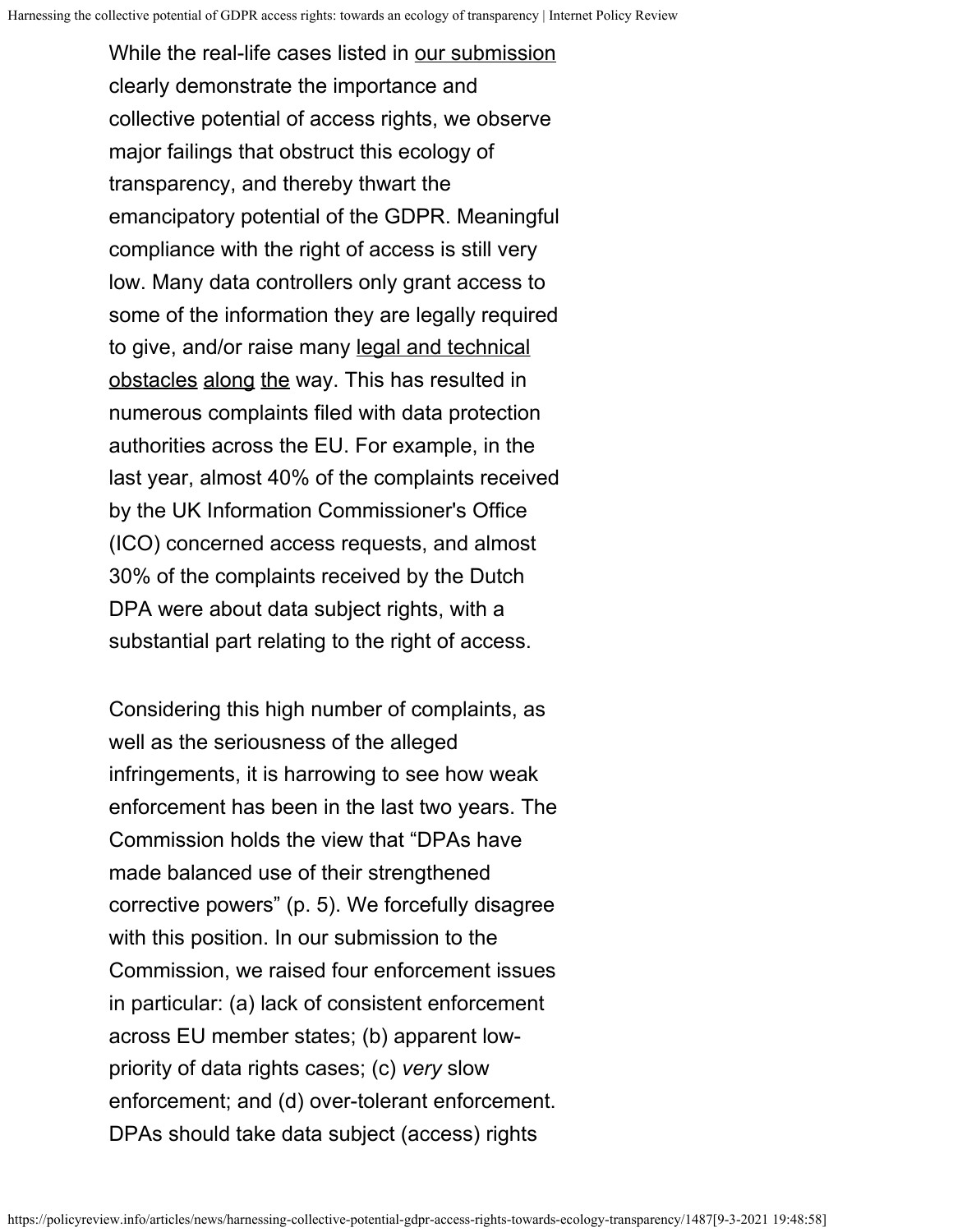While the real-life cases listed in our submission clearly demonstrate the importance and collective potential of access rights, we observe major failings that obstruct this ecology of transparency, and thereby thwart the emancipatory potential of the GDPR. Meaningful compliance with the right of access is still very low. Many data controllers only grant access to some of the information they are legally required to give, and/or raise many legal and technical obstacles along the way. This has resulted in numerous complaints filed with data protection authorities across the EU. For example, in the last year, almost 40% of the complaints received by the UK Information Commissioner's Office (ICO) concerned access requests, and almost 30% of the complaints received by the Dutch DPA were about data subject rights, with a substantial part relating to the right of access.

Considering this high number of complaints, as well as the seriousness of the alleged infringements, it is harrowing to see how weak enforcement has been in the last two years. The Commission holds the view that “DPAs have made balanced use of their strengthened corrective powers” (p. 5). We forcefully disagree with this position. In our submission to the Commission, we raised four enforcement issues in particular: (a) lack of consistent enforcement across EU member states; (b) apparent low-priority of data rights cases; (c) *very* slow enforcement; and (d) over-tolerant enforcement. DPAs should take data subject (access) rights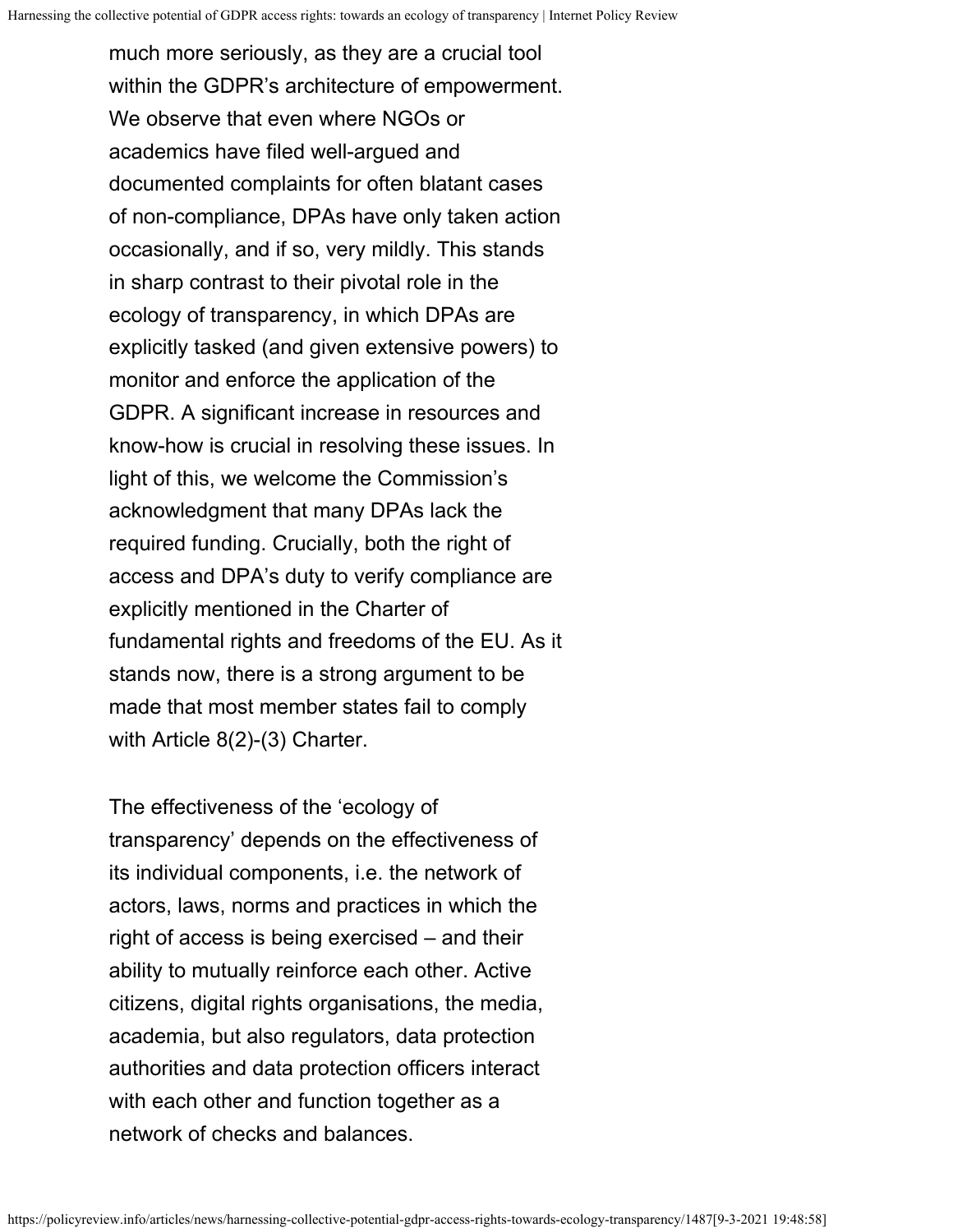much more seriously, as they are a crucial tool within the GDPR's architecture of empowerment. We observe that even where NGOs or academics have filed well-argued and documented complaints for often blatant cases of non-compliance, DPAs have only taken action occasionally, and if so, very mildly. This stands in sharp contrast to their pivotal role in the ecology of transparency, in which DPAs are explicitly tasked (and given extensive powers) to monitor and enforce the application of the GDPR. A significant increase in resources and know-how is crucial in resolving these issues. In light of this, we welcome the Commission's acknowledgment that many DPAs lack the required funding. Crucially, both the right of access and DPA's duty to verify compliance are explicitly mentioned in the Charter of fundamental rights and freedoms of the EU. As it stands now, there is a strong argument to be made that most member states fail to comply with Article 8(2)-(3) Charter.

The effectiveness of the 'ecology of transparency' depends on the effectiveness of its individual components, i.e. the network of actors, laws, norms and practices in which the right of access is being exercised – and their ability to mutually reinforce each other. Active citizens, digital rights organisations, the media, academia, but also regulators, data protection authorities and data protection officers interact with each other and function together as a network of checks and balances.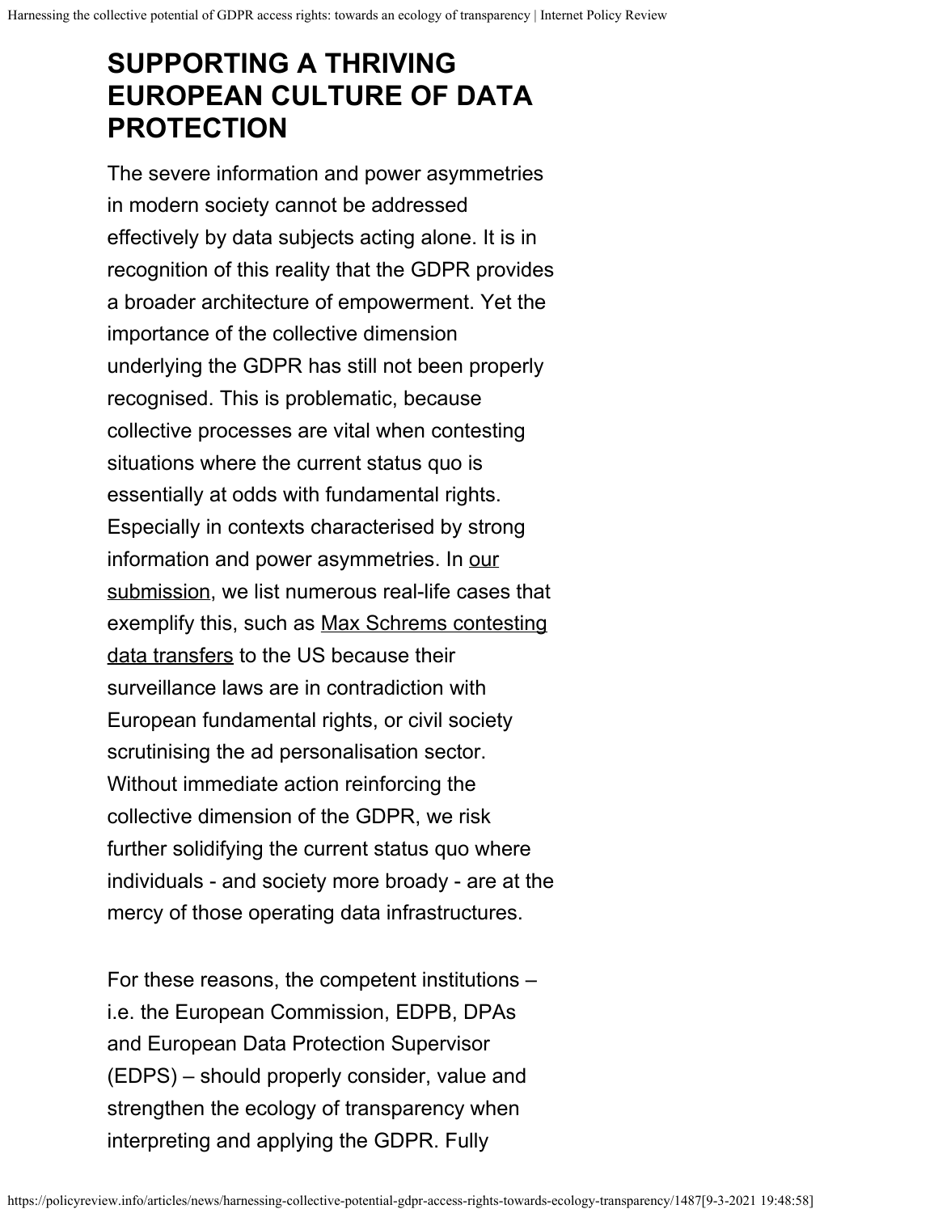## SUPPORTING A THRIVING EUROPEAN CULTURE OF DATA PROTECTION

The severe information and power asymmetries in modern society cannot be addressed effectively by data subjects acting alone. It is in recognition of this reality that the GDPR provides a broader architecture of empowerment. Yet the importance of the collective dimension underlying the GDPR has still not been properly recognised. This is problematic, because collective processes are vital when contesting situations where the current status quo is essentially at odds with fundamental rights. Especially in contexts characterised by strong information and power asymmetries. In our submission, we list numerous real-life cases that exemplify this, such as Max Schrems contesting data transfers to the US because their surveillance laws are in contradiction with European fundamental rights, or civil society scrutinising the ad personalisation sector. Without immediate action reinforcing the collective dimension of the GDPR, we risk further solidifying the current status quo where individuals - and society more broady - are at the mercy of those operating data infrastructures.

For these reasons, the competent institutions – i.e. the European Commission, EDPB, DPAs and European Data Protection Supervisor (EDPS) – should properly consider, value and strengthen the ecology of transparency when interpreting and applying the GDPR. Fully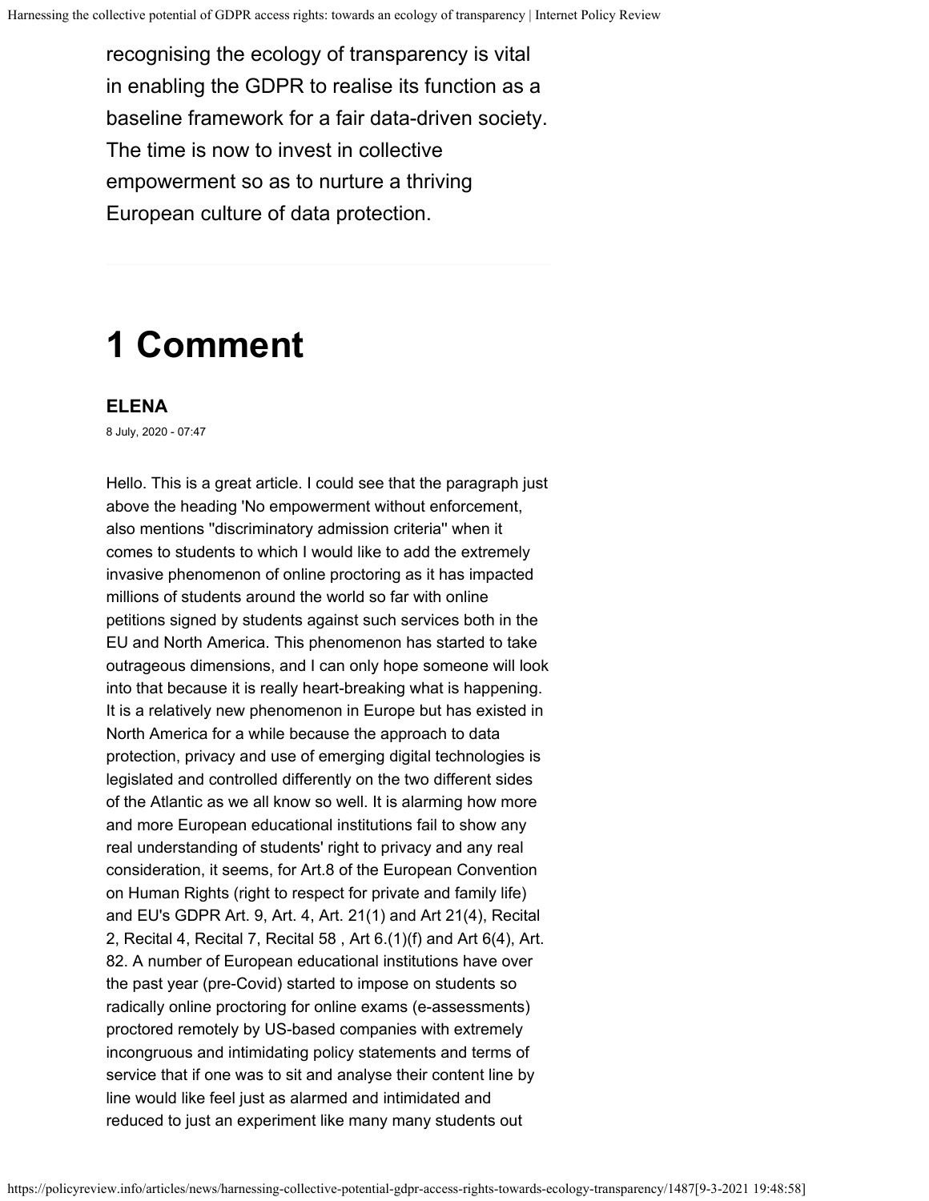recognising the ecology of transparency is vital in enabling the GDPR to realise its function as a baseline framework for a fair data-driven society. The time is now to invest in collective empowerment so as to nurture a thriving European culture of data protection.

# 1 Comment

**ELENA**

8 July, 2020 - 07:47

Hello. This is a great article. I could see that the paragraph just above the heading 'No empowerment without enforcement, also mentions ''discriminatory admission criteria'' when it comes to students to which I would like to add the extremely invasive phenomenon of online proctoring as it has impacted millions of students around the world so far with online petitions signed by students against such services both in the EU and North America. This phenomenon has started to take outrageous dimensions, and I can only hope someone will look into that because it is really heart-breaking what is happening. It is a relatively new phenomenon in Europe but has existed in North America for a while because the approach to data protection, privacy and use of emerging digital technologies is legislated and controlled differently on the two different sides of the Atlantic as we all know so well. It is alarming how more and more European educational institutions fail to show any real understanding of students' right to privacy and any real consideration, it seems, for Art.8 of the European Convention on Human Rights (right to respect for private and family life) and EU's GDPR Art. 9, Art. 4, Art. 21(1) and Art 21(4), Recital 2, Recital 4, Recital 7, Recital 58 , Art 6.(1)(f) and Art 6(4), Art. 82. A number of European educational institutions have over the past year (pre-Covid) started to impose on students so radically online proctoring for online exams (e-assessments) proctored remotely by US-based companies with extremely incongruous and intimidating policy statements and terms of service that if one was to sit and analyse their content line by line would like feel just as alarmed and intimidated and reduced to just an experiment like many many students out